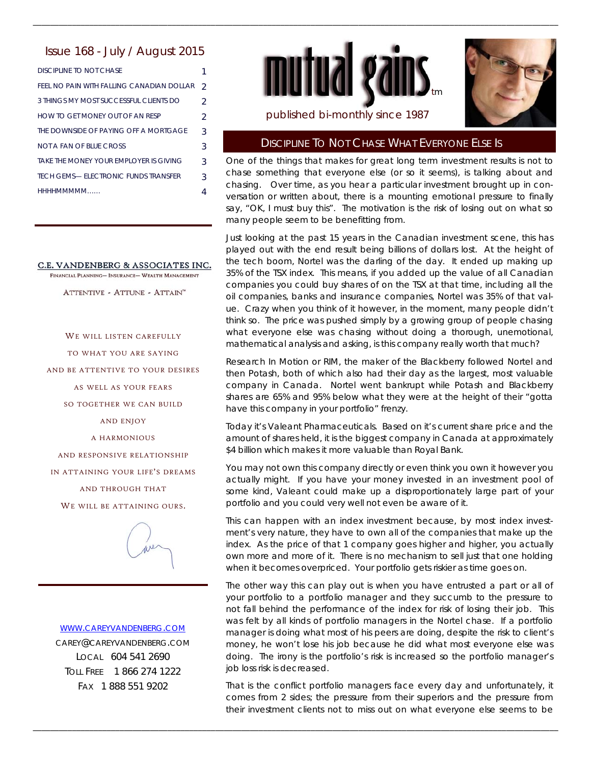# mutual gains™

*published bi-monthly since 1987*

## Issue 168 - July / August 2015

| | |
|---|---|
| DISCIPLINE TO NOT CHASE | 1 |
| FEEL NO PAIN WITH FALLING CANADIAN DOLLAR | 2 |
| 3 THINGS MY MOST SUCCESSFUL CLIENTS DO | 2 |
| HOW TO GET MONEY OUT OF AN RESP | 2 |
| THE DOWNSIDE OF PAYING OFF A MORTGAGE | 3 |
| NOT A FAN OF BLUE CROSS | 3 |
| TAKE THE MONEY YOUR EMPLOYER IS GIVING | 3 |
| TECH GEMS— ELECTRONIC FUNDS TRANSFER | 3 |
| HHHHMMMMM...... | 4 |

**C.E. VANDENBERG & ASSOCIATES INC.**
FINANCIAL PLANNING— INSURANCE— WEALTH MANAGEMENT

ATTENTIVE - ATTUNE - ATTAIN™

WE WILL LISTEN CAREFULLY
TO WHAT YOU ARE SAYING
AND BE ATTENTIVE TO YOUR DESIRES
AS WELL AS YOUR FEARS
SO TOGETHER WE CAN BUILD
AND ENJOY
A HARMONIOUS
AND RESPONSIVE RELATIONSHIP
IN ATTAINING YOUR LIFE'S DREAMS
AND THROUGH THAT
WE WILL BE ATTAINING OURS.

WWW.CAREYVANDENBERG.COM
CAREY@CAREYVANDENBERG.COM
LOCAL 604 541 2690
TOLL FREE 1 866 274 1222
FAX 1 888 551 9202

## DISCIPLINE TO NOT CHASE WHAT EVERYONE ELSE IS

One of the things that makes for great long term investment results is not to chase something that everyone else (or so it seems), is talking about and chasing. Over time, as you hear a particular investment brought up in conversation or written about, there is a mounting emotional pressure to finally say, "OK, I must buy this". The motivation is the risk of losing out on what so many people seem to be benefitting from.

Just looking at the past 15 years in the Canadian investment scene, this has played out with the end result being billions of dollars lost. At the height of the tech boom, Nortel was the darling of the day. It ended up making up 35% of the TSX index. This means, if you added up the value of all Canadian companies you could buy shares of on the TSX at that time, including all the oil companies, banks and insurance companies, Nortel was 35% of that value. Crazy when you think of it however, in the moment, many people didn't think so. The price was pushed simply by a growing group of people chasing what everyone else was chasing without doing a thorough, unemotional, mathematical analysis and asking, is this company really worth that much?

Research In Motion or RIM, the maker of the Blackberry followed Nortel and then Potash, both of which also had their day as the largest, most valuable company in Canada. Nortel went bankrupt while Potash and Blackberry shares are 65% and 95% below what they were at the height of their "gotta have this company in your portfolio" frenzy.

Today it's Valeant Pharmaceuticals. Based on it's current share price and the amount of shares held, it is the biggest company in Canada at approximately $4 billion which makes it more valuable than Royal Bank.

You may not own this company directly or even think you own it however you actually might. If you have your money invested in an investment pool of some kind, Valeant could make up a disproportionately large part of your portfolio and you could very well not even be aware of it.

This can happen with an index investment because, by most index investment's very nature, they have to own all of the companies that make up the index. As the price of that 1 company goes higher and higher, you actually own more and more of it. There is no mechanism to sell just that one holding when it becomes overpriced. Your portfolio gets riskier as time goes on.

The other way this can play out is when you have entrusted a part or all of your portfolio to a portfolio manager and they succumb to the pressure to not fall behind the performance of the index for risk of losing their job. This was felt by all kinds of portfolio managers in the Nortel chase. If a portfolio manager is doing what most of his peers are doing, despite the risk to client's money, he won't lose his job because he did what most everyone else was doing. The irony is the portfolio's risk is increased so the portfolio manager's job loss risk is decreased.

That is the conflict portfolio managers face every day and unfortunately, it comes from 2 sides; the pressure from their superiors and the pressure from their investment clients not to miss out on what everyone else seems to be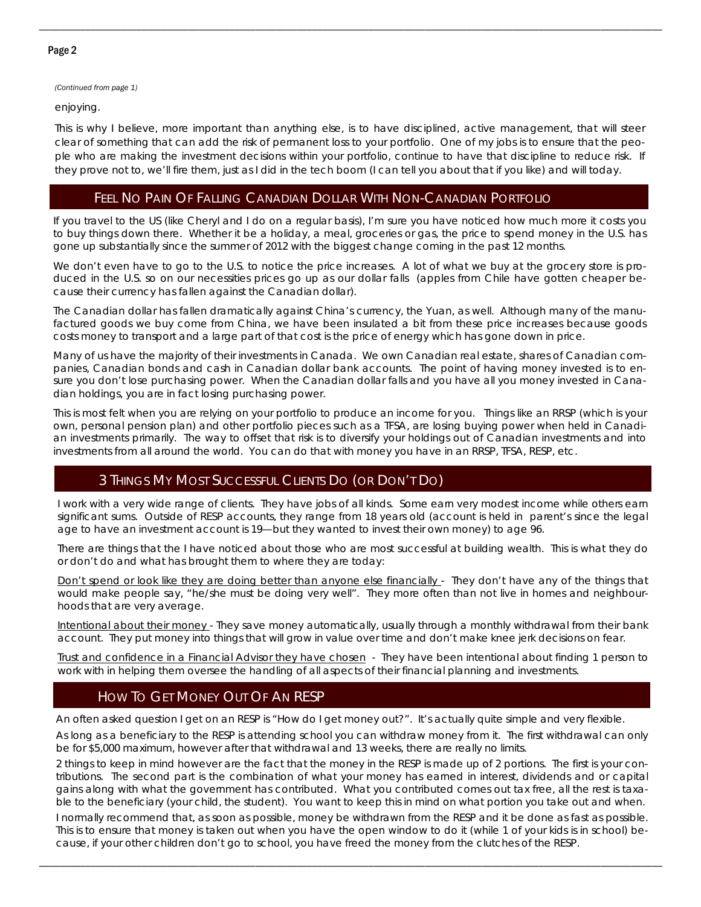*(Continued from page 1)*

enjoying.

This is why I believe, more important than anything else, is to have disciplined, active management, that will steer clear of something that can add the risk of permanent loss to your portfolio. One of my jobs is to ensure that the people who are making the investment decisions within your portfolio, continue to have that discipline to reduce risk. If they prove not to, we'll fire them, just as I did in the tech boom (I can tell you about that if you like) and will today.

## Feel No Pain Of Falling Canadian Dollar With Non-Canadian Portfolio

If you travel to the US (like Cheryl and I do on a regular basis), I'm sure you have noticed how much more it costs you to buy things down there. Whether it be a holiday, a meal, groceries or gas, the price to spend money in the U.S. has gone up substantially since the summer of 2012 with the biggest change coming in the past 12 months.

We don't even have to go to the U.S. to notice the price increases. A lot of what we buy at the grocery store is produced in the U.S. so on our necessities prices go up as our dollar falls (apples from Chile have gotten cheaper because their currency has fallen against the Canadian dollar).

The Canadian dollar has fallen dramatically against China's currency, the Yuan, as well. Although many of the manufactured goods we buy come from China, we have been insulated a bit from these price increases because goods costs money to transport and a large part of that cost is the price of energy which has gone down in price.

Many of us have the majority of their investments in Canada. We own Canadian real estate, shares of Canadian companies, Canadian bonds and cash in Canadian dollar bank accounts. The point of having money invested is to ensure you don't lose purchasing power. When the Canadian dollar falls and you have all you money invested in Canadian holdings, you are in fact losing purchasing power.

This is most felt when you are relying on your portfolio to produce an income for you. Things like an RRSP (which is your own, personal pension plan) and other portfolio pieces such as a TFSA, are losing buying power when held in Canadian investments primarily. The way to offset that risk is to diversify your holdings out of Canadian investments and into investments from all around the world. You can do that with money you have in an RRSP, TFSA, RESP, etc.

## 3 Things My Most Successful Clients Do (or Don't Do)

I work with a very wide range of clients. They have jobs of all kinds. Some earn very modest income while others earn significant sums. Outside of RESP accounts, they range from 18 years old (account is held in parent's since the legal age to have an investment account is 19—but they wanted to invest their own money) to age 96.

There are things that the I have noticed about those who are most successful at building wealth. This is what they do or don't do and what has brought them to where they are today:

Don't spend or look like they are doing better than anyone else financially - They don't have any of the things that would make people say, "he/she must be doing very well". They more often than not live in homes and neighbourhoods that are very average.

Intentional about their money - They save money automatically, usually through a monthly withdrawal from their bank account. They put money into things that will grow in value over time and don't make knee jerk decisions on fear.

Trust and confidence in a Financial Advisor they have chosen - They have been intentional about finding 1 person to work with in helping them oversee the handling of all aspects of their financial planning and investments.

## How To Get Money Out Of An RESP

An often asked question I get on an RESP is "How do I get money out?". It's actually quite simple and very flexible.

As long as a beneficiary to the RESP is attending school you can withdraw money from it. The first withdrawal can only be for $5,000 maximum, however after that withdrawal and 13 weeks, there are really no limits.

2 things to keep in mind however are the fact that the money in the RESP is made up of 2 portions. The first is your contributions. The second part is the combination of what your money has earned in interest, dividends and or capital gains along with what the government has contributed. What you contributed comes out tax free, all the rest is taxable to the beneficiary (your child, the student). You want to keep this in mind on what portion you take out and when.

I normally recommend that, as soon as possible, money be withdrawn from the RESP and it be done as fast as possible. This is to ensure that money is taken out when you have the open window to do it (while 1 of your kids is in school) because, if your other children don't go to school, you have freed the money from the clutches of the RESP.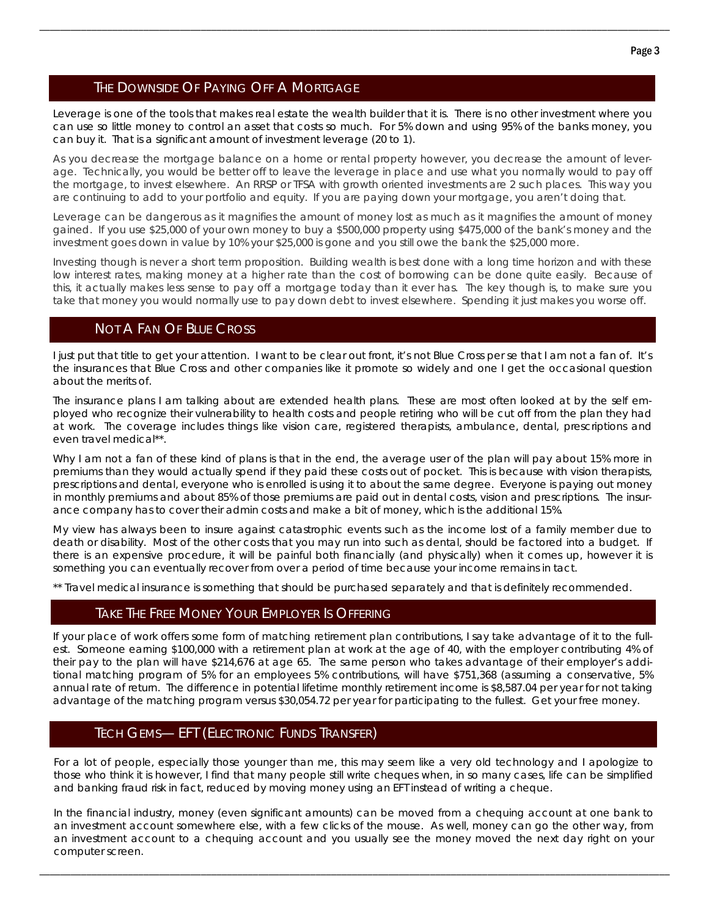## THE DOWNSIDE OF PAYING OFF A MORTGAGE

Leverage is one of the tools that makes real estate the wealth builder that it is. There is no other investment where you can use so little money to control an asset that costs so much. For 5% down and using 95% of the banks money, you can buy it. That is a significant amount of investment leverage (20 to 1).

As you decrease the mortgage balance on a home or rental property however, you decrease the amount of leverage. Technically, you would be better off to leave the leverage in place and use what you normally would to pay off the mortgage, to invest elsewhere. An RRSP or TFSA with growth oriented investments are 2 such places. This way you are continuing to add to your portfolio and equity. If you are paying down your mortgage, you aren't doing that.

Leverage can be dangerous as it magnifies the amount of money lost as much as it magnifies the amount of money gained. If you use $25,000 of your own money to buy a $500,000 property using $475,000 of the bank's money and the investment goes down in value by 10% your $25,000 is gone and you still owe the bank the $25,000 more.

Investing though is never a short term proposition. Building wealth is best done with a long time horizon and with these low interest rates, making money at a higher rate than the cost of borrowing can be done quite easily. Because of this, it actually makes less sense to pay off a mortgage today than it ever has. The key though is, to make sure you take that money you would normally use to pay down debt to invest elsewhere. Spending it just makes you worse off.

## NOT A FAN OF BLUE CROSS

I just put that title to get your attention. I want to be clear out front, it's not Blue Cross per se that I am not a fan of. It's the insurances that Blue Cross and other companies like it promote so widely and one I get the occasional question about the merits of.

The insurance plans I am talking about are extended health plans. These are most often looked at by the self employed who recognize their vulnerability to health costs and people retiring who will be cut off from the plan they had at work. The coverage includes things like vision care, registered therapists, ambulance, dental, prescriptions and even travel medical**.

Why I am not a fan of these kind of plans is that in the end, the average user of the plan will pay about 15% more in premiums than they would actually spend if they paid these costs out of pocket. This is because with vision therapists, prescriptions and dental, everyone who is enrolled is using it to about the same degree. Everyone is paying out money in monthly premiums and about 85% of those premiums are paid out in dental costs, vision and prescriptions. The insurance company has to cover their admin costs and make a bit of money, which is the additional 15%.

My view has always been to insure against catastrophic events such as the income lost of a family member due to death or disability. Most of the other costs that you may run into such as dental, should be factored into a budget. If there is an expensive procedure, it will be painful both financially (and physically) when it comes up, however it is something you can eventually recover from over a period of time because your income remains in tact.

** Travel medical insurance is something that should be purchased separately and that is definitely recommended.

## TAKE THE FREE MONEY YOUR EMPLOYER IS OFFERING

If your place of work offers some form of matching retirement plan contributions, I say take advantage of it to the fullest. Someone earning $100,000 with a retirement plan at work at the age of 40, with the employer contributing 4% of their pay to the plan will have $214,676 at age 65. The same person who takes advantage of their employer's additional matching program of 5% for an employees 5% contributions, will have $751,368 (assuming a conservative, 5% annual rate of return. The difference in potential lifetime monthly retirement income is $8,587.04 per year for not taking advantage of the matching program versus $30,054.72 per year for participating to the fullest. Get your free money.

## TECH GEMS— EFT (ELECTRONIC FUNDS TRANSFER)

For a lot of people, especially those younger than me, this may seem like a very old technology and I apologize to those who think it is however, I find that many people still write cheques when, in so many cases, life can be simplified and banking fraud risk in fact, reduced by moving money using an EFT instead of writing a cheque.

In the financial industry, money (even significant amounts) can be moved from a chequing account at one bank to an investment account somewhere else, with a few clicks of the mouse. As well, money can go the other way, from an investment account to a chequing account and you usually see the money moved the next day right on your computer screen.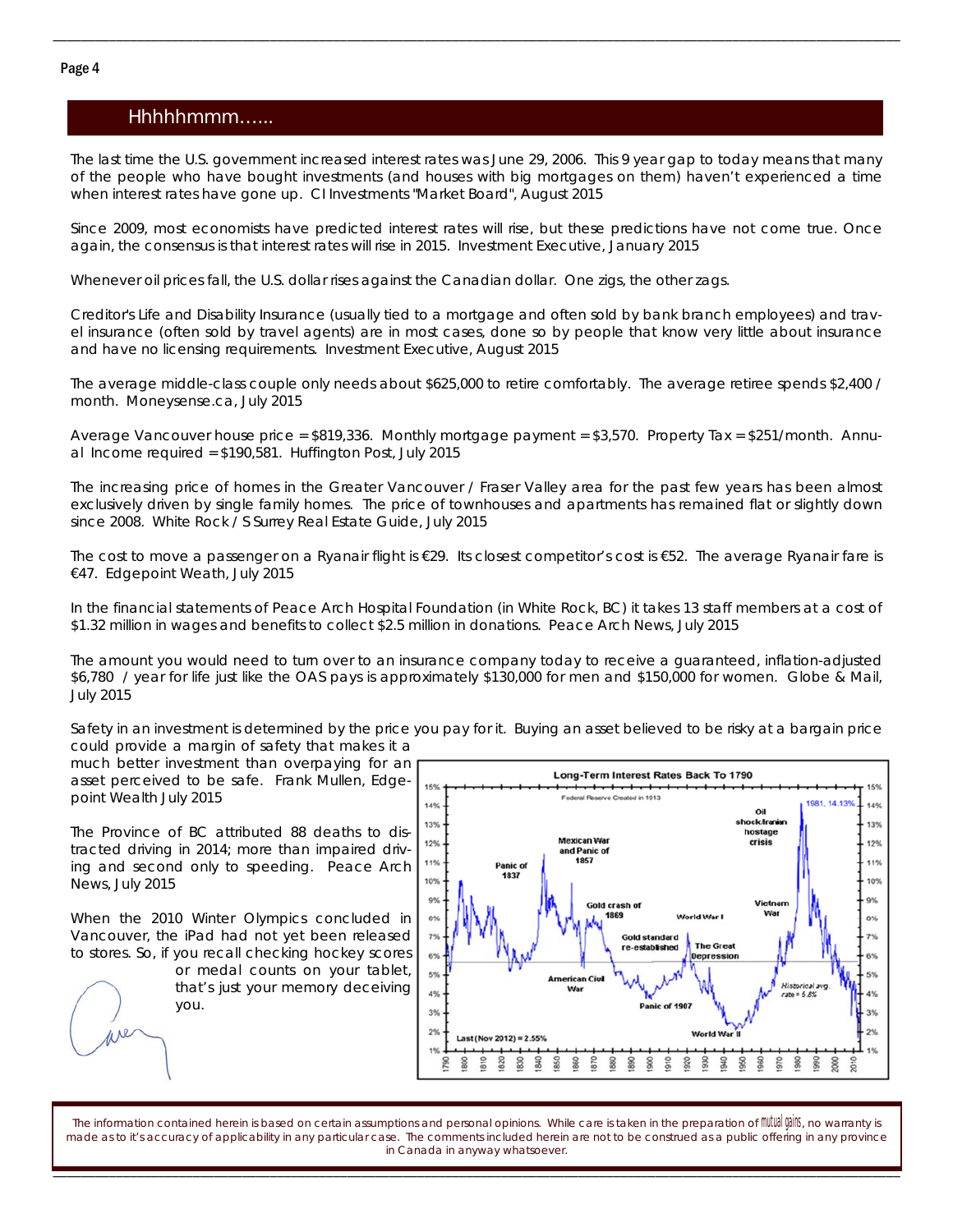## Hhhhhmmm......

The last time the U.S. government increased interest rates was June 29, 2006. This 9 year gap to today means that many of the people who have bought investments (and houses with big mortgages on them) haven't experienced a time when interest rates have gone up. CI Investments "Market Board", August 2015

Since 2009, most economists have predicted interest rates will rise, but these predictions have not come true. Once again, the consensus is that interest rates will rise in 2015. Investment Executive, January 2015

Whenever oil prices fall, the U.S. dollar rises against the Canadian dollar. One zigs, the other zags.

Creditor's Life and Disability Insurance (usually tied to a mortgage and often sold by bank branch employees) and travel insurance (often sold by travel agents) are in most cases, done so by people that know very little about insurance and have no licensing requirements. Investment Executive, August 2015

The average middle-class couple only needs about $625,000 to retire comfortably. The average retiree spends $2,400 / month. Moneysense.ca, July 2015

Average Vancouver house price = $819,336. Monthly mortgage payment = $3,570. Property Tax = $251/month. Annual Income required = $190,581. Huffington Post, July 2015

The increasing price of homes in the Greater Vancouver / Fraser Valley area for the past few years has been almost exclusively driven by single family homes. The price of townhouses and apartments has remained flat or slightly down since 2008. White Rock / S Surrey Real Estate Guide, July 2015

The cost to move a passenger on a Ryanair flight is €29. Its closest competitor's cost is €52. The average Ryanair fare is €47. Edgepoint Weath, July 2015

In the financial statements of Peace Arch Hospital Foundation (in White Rock, BC) it takes 13 staff members at a cost of $1.32 million in wages and benefits to collect $2.5 million in donations. Peace Arch News, July 2015

The amount you would need to turn over to an insurance company today to receive a guaranteed, inflation-adjusted $6,780 / year for life just like the OAS pays is approximately $130,000 for men and $150,000 for women. Globe & Mail, July 2015

Safety in an investment is determined by the price you pay for it. Buying an asset believed to be risky at a bargain price could provide a margin of safety that makes it a much better investment than overpaying for an asset perceived to be safe. Frank Mullen, Edgepoint Wealth July 2015

The Province of BC attributed 88 deaths to distracted driving in 2014; more than impaired driving and second only to speeding. Peace Arch News, July 2015

When the 2010 Winter Olympics concluded in Vancouver, the iPad had not yet been released to stores. So, if you recall checking hockey scores or medal counts on your tablet, that's just your memory deceiving you.

Long-Term Interest Rates Back To 1790

Federal Reserve Created in 1913

1981, 14.13%

Oil shock/Iranian hostage crisis

Mexican War and Panic of 1857

Panic of 1837

Gold crash of 1869

World War I

Vietnam War

Gold standard re-established

The Great Depression

American Civil War

Historical avg. rate = 5.8%

Panic of 1907

World War II

Last (Nov 2012) = 2.55%

15%, 14%, 13%, 12%, 11%, 10%, 9%, 8%, 7%, 6%, 5%, 4%, 3%, 2%, 1%

1790, 1800, 1810, 1820, 1830, 1840, 1850, 1860, 1870, 1880, 1890, 1900, 1910, 1920, 1930, 1940, 1950, 1960, 1970, 1980, 1990, 2000, 2010

The information contained herein is based on certain assumptions and personal opinions. While care is taken in the preparation of mutual gains, no warranty is made as to it's accuracy of applicability in any particular case. The comments included herein are not to be construed as a public offering in any province in Canada in anyway whatsoever.